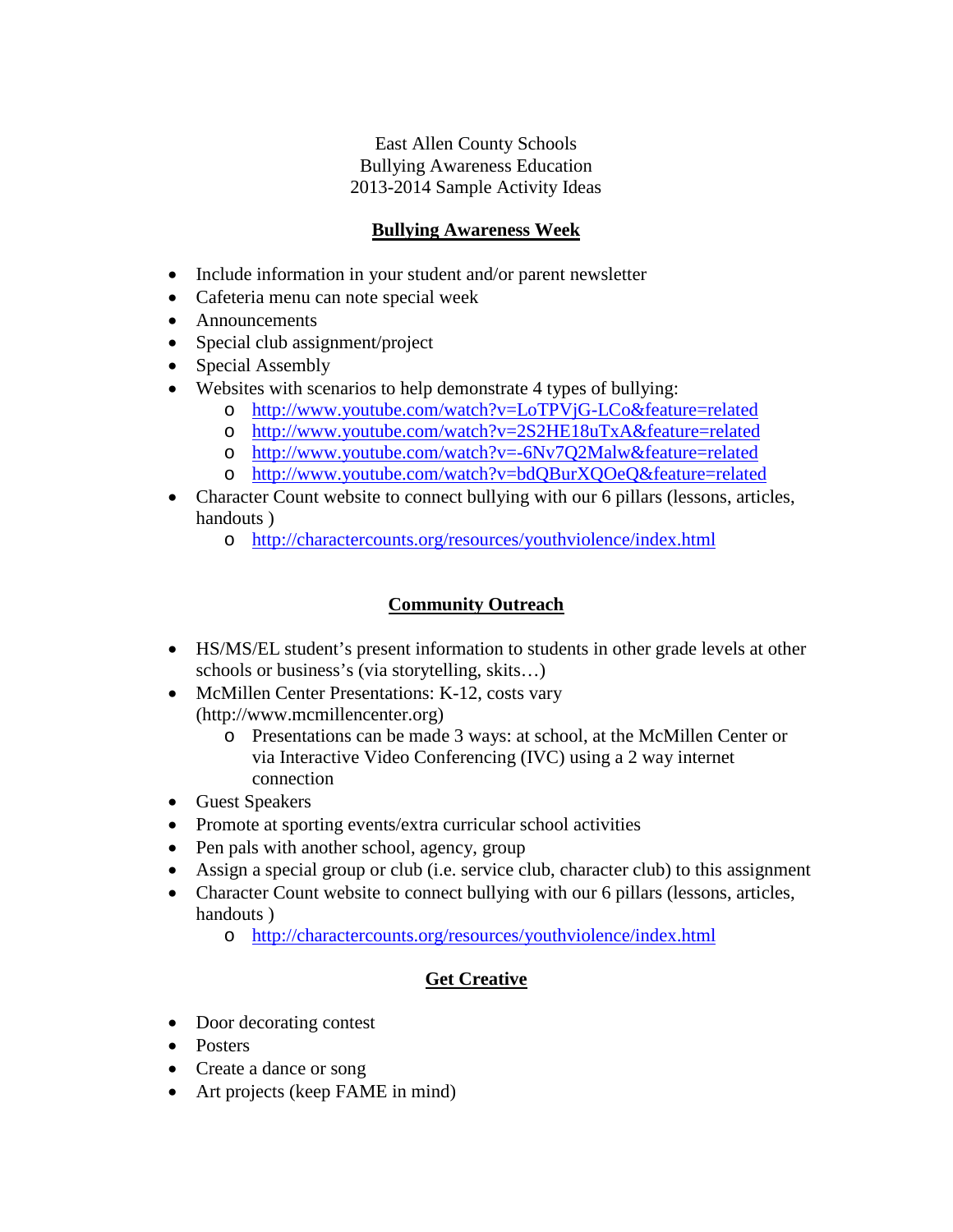East Allen County Schools
Bullying Awareness Education
2013-2014 Sample Activity Ideas

## Bullying Awareness Week

- Include information in your student and/or parent newsletter
- Cafeteria menu can note special week
- Announcements
- Special club assignment/project
- Special Assembly
- Websites with scenarios to help demonstrate 4 types of bullying:
  - http://www.youtube.com/watch?v=LoTPVjG-LCo&feature=related
  - http://www.youtube.com/watch?v=2S2HE18uTxA&feature=related
  - http://www.youtube.com/watch?v=-6Nv7Q2Malw&feature=related
  - http://www.youtube.com/watch?v=bdQBurXQOeQ&feature=related
- Character Count website to connect bullying with our 6 pillars (lessons, articles, handouts )
  - http://charactercounts.org/resources/youthviolence/index.html

## Community Outreach

- HS/MS/EL student's present information to students in other grade levels at other schools or business's (via storytelling, skits…)
- McMillen Center Presentations: K-12, costs vary (http://www.mcmillencenter.org)
  - Presentations can be made 3 ways: at school, at the McMillen Center or via Interactive Video Conferencing (IVC) using a 2 way internet connection
- Guest Speakers
- Promote at sporting events/extra curricular school activities
- Pen pals with another school, agency, group
- Assign a special group or club (i.e. service club, character club) to this assignment
- Character Count website to connect bullying with our 6 pillars (lessons, articles, handouts )
  - http://charactercounts.org/resources/youthviolence/index.html

## Get Creative

- Door decorating contest
- Posters
- Create a dance or song
- Art projects (keep FAME in mind)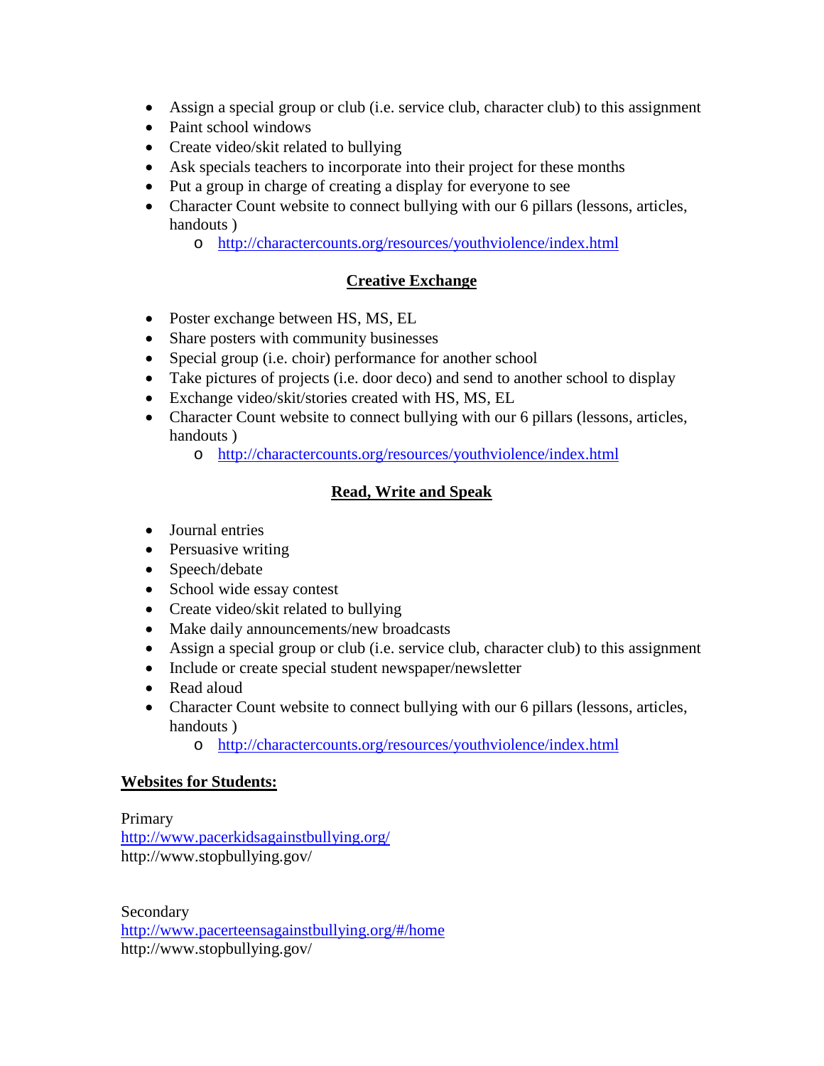- Assign a special group or club (i.e. service club, character club) to this assignment
- Paint school windows
- Create video/skit related to bullying
- Ask specials teachers to incorporate into their project for these months
- Put a group in charge of creating a display for everyone to see
- Character Count website to connect bullying with our 6 pillars (lessons, articles, handouts )
    - http://charactercounts.org/resources/youthviolence/index.html

## Creative Exchange

- Poster exchange between HS, MS, EL
- Share posters with community businesses
- Special group (i.e. choir) performance for another school
- Take pictures of projects (i.e. door deco) and send to another school to display
- Exchange video/skit/stories created with HS, MS, EL
- Character Count website to connect bullying with our 6 pillars (lessons, articles, handouts )
    - http://charactercounts.org/resources/youthviolence/index.html

## Read, Write and Speak

- Journal entries
- Persuasive writing
- Speech/debate
- School wide essay contest
- Create video/skit related to bullying
- Make daily announcements/new broadcasts
- Assign a special group or club (i.e. service club, character club) to this assignment
- Include or create special student newspaper/newsletter
- Read aloud
- Character Count website to connect bullying with our 6 pillars (lessons, articles, handouts )
    - http://charactercounts.org/resources/youthviolence/index.html

**Websites for Students:**

Primary
http://www.pacerkidsagainstbullying.org/
http://www.stopbullying.gov/

Secondary
http://www.pacerteensagainstbullying.org/#/home
http://www.stopbullying.gov/